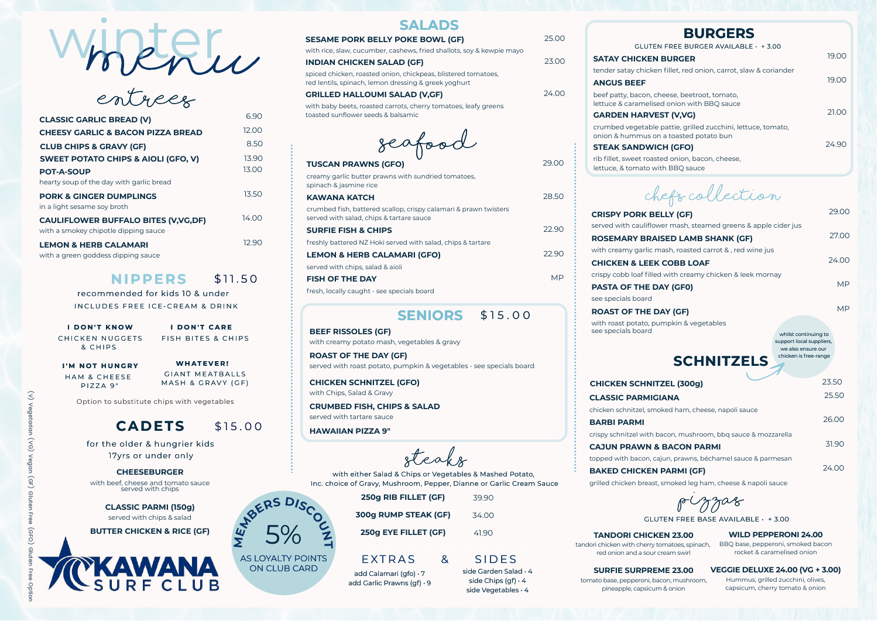# winter menu

## entrees

| Item | Price |
|---|---|
| **CLASSIC GARLIC BREAD (V)** | 6.90 |
| **CHEESY GARLIC & BACON PIZZA BREAD** | 12.00 |
| **CLUB CHIPS & GRAVY (GF)** | 8.50 |
| **SWEET POTATO CHIPS & AIOLI (GFO, V)** | 13.90 |
| **POT-A-SOUP** hearty soup of the day with garlic bread | 13.00 |
| **PORK & GINGER DUMPLINGS** in a light sesame soy broth | 13.50 |
| **CAULIFLOWER BUFFALO BITES (V,VG,DF)** with a smokey chipotle dipping sauce | 14.00 |
| **LEMON & HERB CALAMARI** with a green goddess dipping sauce | 12.90 |

## NIPPERS $11.50

recommended for kids 10 & under

INCLUDES FREE ICE-CREAM & DRINK

**I DON'T KNOW**
CHICKEN NUGGETS & CHIPS

**I DON'T CARE**
FISH BITES & CHIPS

**I'M NOT HUNGRY**
HAM & CHEESE PIZZA 9"

**WHATEVER!**
GIANT MEATBALLS MASH & GRAVY (GF)

Option to substitute chips with vegetables

## CADETS $15.00

for the older & hungrier kids
17yrs or under only

**CHEESEBURGER**
with beef, cheese and tomato sauce served with chips

**CLASSIC PARMI (150g)**
served with chips & salad

**BUTTER CHICKEN & RICE (GF)**

KAWANA SURF CLUB

(V) Vegetarian (VG) Vegan (GF) Gluten Free (GFO) Gluten Free Option

## SALADS

| Item | Price |
|---|---|
| **SESAME PORK BELLY POKE BOWL (GF)** with rice, slaw, cucumber, cashews, fried shallots, soy & kewpie mayo | 25.00 |
| **INDIAN CHICKEN SALAD (GF)** spiced chicken, roasted onion, chickpeas, blistered tomatoes, red lentils, spinach, lemon dressing & greek yoghurt | 23.00 |
| **GRILLED HALLOUMI SALAD (V,GF)** with baby beets, roasted carrots, cherry tomatoes, leafy greens toasted sunflower seeds & balsamic | 24.00 |

## seafood

| Item | Price |
|---|---|
| **TUSCAN PRAWNS (GFO)** creamy garlic butter prawns with sundried tomatoes, spinach & jasmine rice | 29.00 |
| **KAWANA KATCH** crumbed fish, battered scallop, crispy calamari & prawn twisters served with salad, chips & tartare sauce | 28.50 |
| **SURFIE FISH & CHIPS** freshly battered NZ Hoki served with salad, chips & tartare | 22.90 |
| **LEMON & HERB CALAMARI (GFO)** served with chips, salad & aioli | 22.90 |
| **FISH OF THE DAY** fresh, locally caught - see specials board | MP |

## SENIORS $15.00

**BEEF RISSOLES (GF)**
with creamy potato mash, vegetables & gravy

**ROAST OF THE DAY (GF)**
served with roast potato, pumpkin & vegetables - see specials board

**CHICKEN SCHNITZEL (GFO)**
with Chips, Salad & Gravy

**CRUMBED FISH, CHIPS & SALAD**
served with tartare sauce

**HAWAIIAN PIZZA 9"**

## steaks

with either Salad & Chips or Vegetables & Mashed Potato,
Inc. choice of Gravy, Mushroom, Pepper, Dianne or Garlic Cream Sauce

| Item | Price |
|---|---|
| **250g RIB FILLET (GF)** | 39.90 |
| **300g RUMP STEAK (GF)** | 34.00 |
| **250g EYE FILLET (GF)** | 41.90 |

### EXTRAS & SIDES

add Calamari (gfo) · 7
add Garlic Prawns (gf) · 9

side Garden Salad · 4
side Chips (gf) · 4
side Vegetables · 4

MEMBERS DISCOUNT 5% AS LOYALTY POINTS ON CLUB CARD

## BURGERS

GLUTEN FREE BURGER AVAILABLE · + 3.00

| Item | Price |
|---|---|
| **SATAY CHICKEN BURGER** tender satay chicken fillet, red onion, carrot, slaw & coriander | 19.00 |
| **ANGUS BEEF** beef patty, bacon, cheese, beetroot, tomato, lettuce & caramelised onion with BBQ sauce | 19.00 |
| **GARDEN HARVEST (V,VG)** crumbed vegetable pattie, grilled zucchini, lettuce, tomato, onion & hummus on a toasted potato bun | 21.00 |
| **STEAK SANDWICH (GFO)** rib fillet, sweet roasted onion, bacon, cheese, lettuce, & tomato with BBQ sauce | 24.90 |

## chefs collection

| Item | Price |
|---|---|
| **CRISPY PORK BELLY (GF)** served with cauliflower mash, steamed greens & apple cider jus | 29.00 |
| **ROSEMARY BRAISED LAMB SHANK (GF)** with creamy garlic mash, roasted carrot & , red wine jus | 27.00 |
| **CHICKEN & LEEK COBB LOAF** crispy cobb loaf filled with creamy chicken & leek mornay | 24.00 |
| **PASTA OF THE DAY (GF0)** see specials board | MP |
| **ROAST OF THE DAY (GF)** with roast potato, pumpkin & vegetables see specials board | MP |

## SCHNITZELS

whilst continuing to support local suppliers, we also ensure our chicken is free-range

| Item | Price |
|---|---|
| **CHICKEN SCHNITZEL (300g)** | 23.50 |
| **CLASSIC PARMIGIANA** chicken schnitzel, smoked ham, cheese, napoli sauce | 25.50 |
| **BARBI PARMI** crispy schnitzel with bacon, mushroom, bbq sauce & mozzarella | 26.00 |
| **CAJUN PRAWN & BACON PARMI** topped with bacon, cajun, prawns, béchamel sauce & parmesan | 31.90 |
| **BAKED CHICKEN PARMI (GF)** grilled chicken breast, smoked leg ham, cheese & napoli sauce | 24.00 |

## pizzas

GLUTEN FREE BASE AVAILABLE · + 3.00

**TANDORI CHICKEN 23.00**
tandori chicken with cherry tomatoes, spinach, red onion and a sour cream swirl

**WILD PEPPERONI 24.00**
BBQ base, pepperoni, smoked bacon rocket & caramelised onion

**SURFIE SURPREME 23.00**
tomato base, pepperoni, bacon, mushroom, pineapple, capsicum & onion

**VEGGIE DELUXE 24.00 (VG + 3.00)**
Hummus, grilled zucchini, olives, capsicum, cherry tomato & onion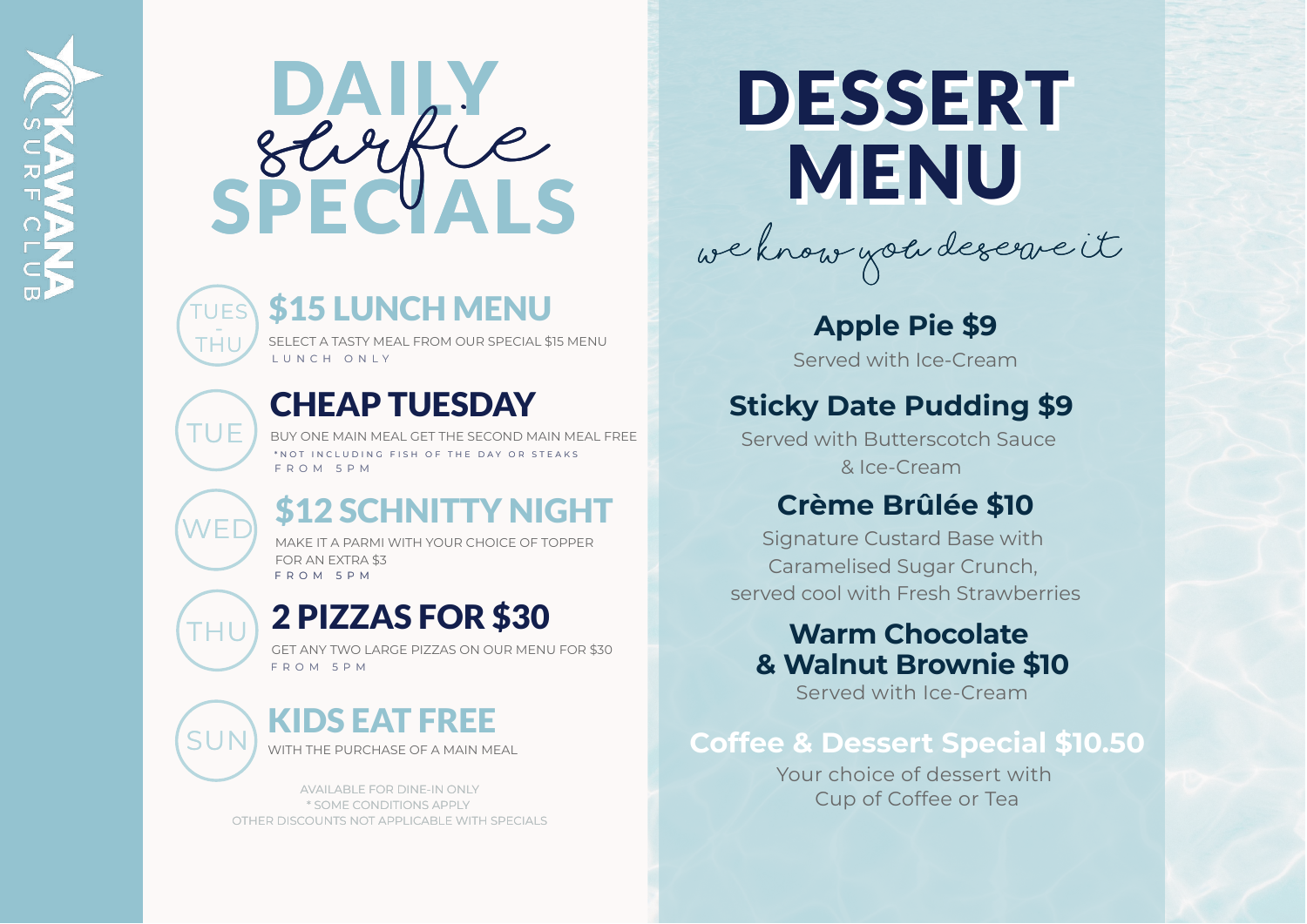KAWANA SURF CLUB

# DAILY *surfie* SPECIALS

## $15 LUNCH MENU

TUES - THU

SELECT A TASTY MEAL FROM OUR SPECIAL $15 MENU

LUNCH ONLY

## CHEAP TUESDAY

TUE

BUY ONE MAIN MEAL GET THE SECOND MAIN MEAL FREE

*NOT INCLUDING FISH OF THE DAY OR STEAKS

FROM 5PM

## $12 SCHNITTY NIGHT

WED

MAKE IT A PARMI WITH YOUR CHOICE OF TOPPER FOR AN EXTRA $3

FROM 5PM

## 2 PIZZAS FOR $30

THU

GET ANY TWO LARGE PIZZAS ON OUR MENU FOR $30

FROM 5PM

## KIDS EAT FREE

SUN

WITH THE PURCHASE OF A MAIN MEAL

AVAILABLE FOR DINE-IN ONLY
* SOME CONDITIONS APPLY
OTHER DISCOUNTS NOT APPLICABLE WITH SPECIALS

# DESSERT MENU

*we know you deserve it*

### Apple Pie $9

Served with Ice-Cream

### Sticky Date Pudding $9

Served with Butterscotch Sauce & Ice-Cream

### Crème Brûlée $10

Signature Custard Base with Caramelised Sugar Crunch, served cool with Fresh Strawberries

### Warm Chocolate & Walnut Brownie $10

Served with Ice-Cream

### Coffee & Dessert Special $10.50

Your choice of dessert with Cup of Coffee or Tea